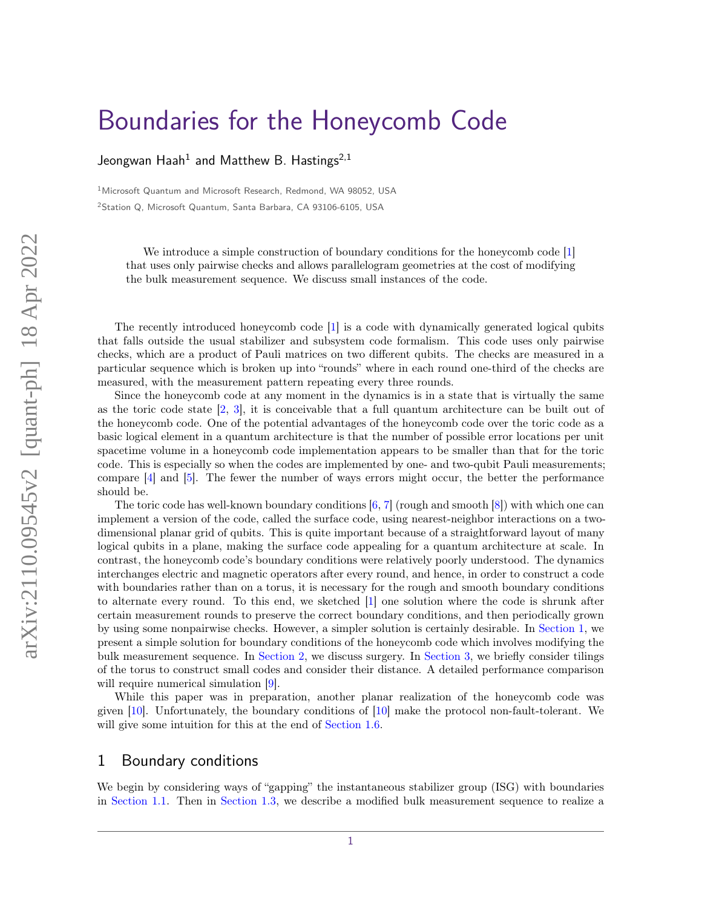# Boundaries for the Honeycomb Code

Jeongwan Haah[1] and Matthew B. Hastings[2,1]

[1]Microsoft Quantum and Microsoft Research, Redmond, WA 98052, USA

[2]Station Q, Microsoft Quantum, Santa Barbara, CA 93106-6105, USA

> We introduce a simple construction of boundary conditions for the honeycomb code [1] that uses only pairwise checks and allows parallelogram geometries at the cost of modifying the bulk measurement sequence. We discuss small instances of the code.

The recently introduced honeycomb code [1] is a code with dynamically generated logical qubits that falls outside the usual stabilizer and subsystem code formalism. This code uses only pairwise checks, which are a product of Pauli matrices on two different qubits. The checks are measured in a particular sequence which is broken up into "rounds" where in each round one-third of the checks are measured, with the measurement pattern repeating every three rounds.

Since the honeycomb code at any moment in the dynamics is in a state that is virtually the same as the toric code state [2, 3], it is conceivable that a full quantum architecture can be built out of the honeycomb code. One of the potential advantages of the honeycomb code over the toric code as a basic logical element in a quantum architecture is that the number of possible error locations per unit spacetime volume in a honeycomb code implementation appears to be smaller than that for the toric code. This is especially so when the codes are implemented by one- and two-qubit Pauli measurements; compare [4] and [5]. The fewer the number of ways errors might occur, the better the performance should be.

The toric code has well-known boundary conditions [6, 7] (rough and smooth [8]) with which one can implement a version of the code, called the surface code, using nearest-neighbor interactions on a two-dimensional planar grid of qubits. This is quite important because of a straightforward layout of many logical qubits in a plane, making the surface code appealing for a quantum architecture at scale. In contrast, the honeycomb code's boundary conditions were relatively poorly understood. The dynamics interchanges electric and magnetic operators after every round, and hence, in order to construct a code with boundaries rather than on a torus, it is necessary for the rough and smooth boundary conditions to alternate every round. To this end, we sketched [1] one solution where the code is shrunk after certain measurement rounds to preserve the correct boundary conditions, and then periodically grown by using some nonpairwise checks. However, a simpler solution is certainly desirable. In Section 1, we present a simple solution for boundary conditions of the honeycomb code which involves modifying the bulk measurement sequence. In Section 2, we discuss surgery. In Section 3, we briefly consider tilings of the torus to construct small codes and consider their distance. A detailed performance comparison will require numerical simulation [9].

While this paper was in preparation, another planar realization of the honeycomb code was given [10]. Unfortunately, the boundary conditions of [10] make the protocol non-fault-tolerant. We will give some intuition for this at the end of Section 1.6.

## 1 Boundary conditions

We begin by considering ways of "gapping" the instantaneous stabilizer group (ISG) with boundaries in Section 1.1. Then in Section 1.3, we describe a modified bulk measurement sequence to realize a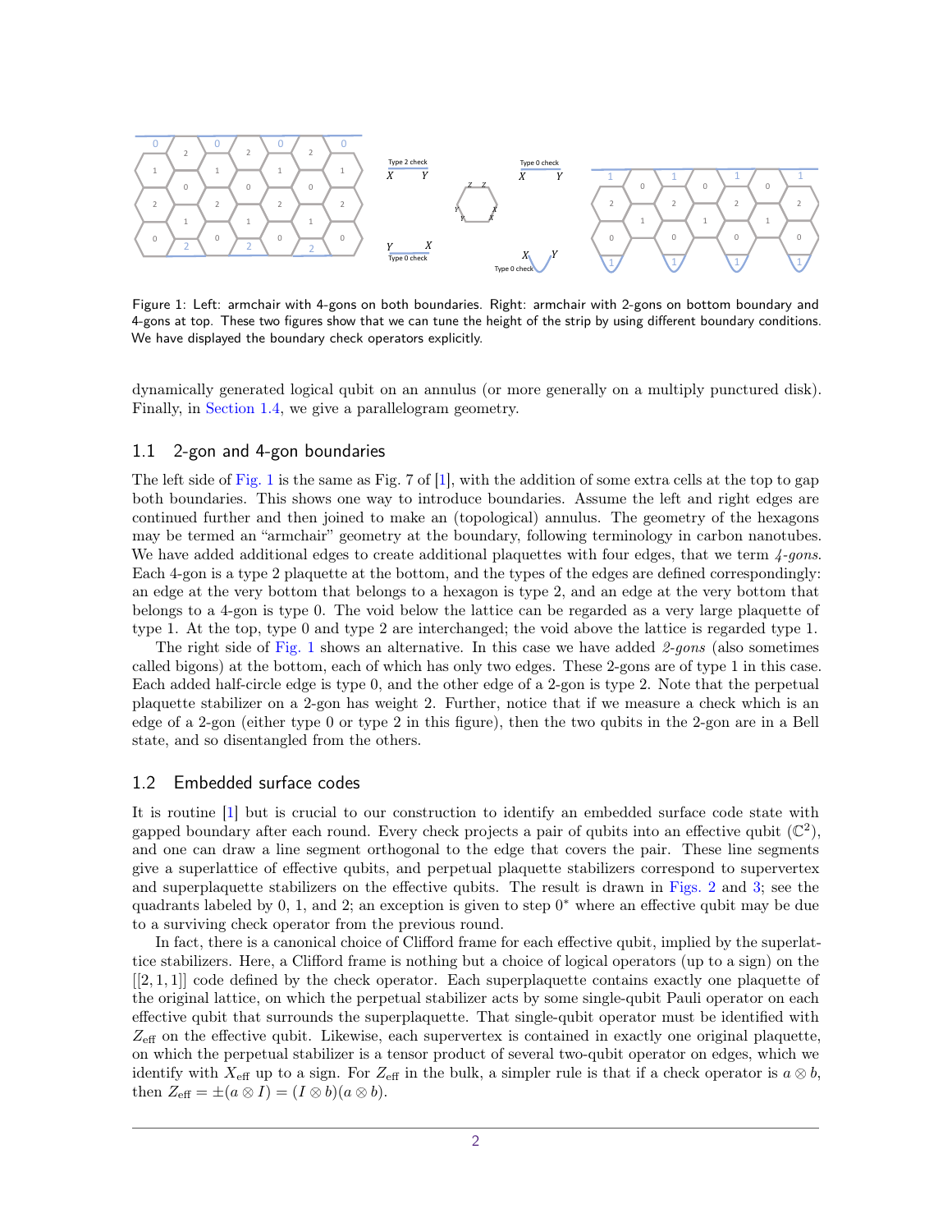Figure 1: Left: armchair with 4-gons on both boundaries. Right: armchair with 2-gons on bottom boundary and 4-gons at top. These two figures show that we can tune the height of the strip by using different boundary conditions. We have displayed the boundary check operators explicitly.

dynamically generated logical qubit on an annulus (or more generally on a multiply punctured disk). Finally, in Section 1.4, we give a parallelogram geometry.

## 1.1 2-gon and 4-gon boundaries

The left side of Fig. 1 is the same as Fig. 7 of [1], with the addition of some extra cells at the top to gap both boundaries. This shows one way to introduce boundaries. Assume the left and right edges are continued further and then joined to make an (topological) annulus. The geometry of the hexagons may be termed an "armchair" geometry at the boundary, following terminology in carbon nanotubes. We have added additional edges to create additional plaquettes with four edges, that we term *4-gons*. Each 4-gon is a type 2 plaquette at the bottom, and the types of the edges are defined correspondingly: an edge at the very bottom that belongs to a hexagon is type 2, and an edge at the very bottom that belongs to a 4-gon is type 0. The void below the lattice can be regarded as a very large plaquette of type 1. At the top, type 0 and type 2 are interchanged; the void above the lattice is regarded type 1.

The right side of Fig. 1 shows an alternative. In this case we have added *2-gons* (also sometimes called bigons) at the bottom, each of which has only two edges. These 2-gons are of type 1 in this case. Each added half-circle edge is type 0, and the other edge of a 2-gon is type 2. Note that the perpetual plaquette stabilizer on a 2-gon has weight 2. Further, notice that if we measure a check which is an edge of a 2-gon (either type 0 or type 2 in this figure), then the two qubits in the 2-gon are in a Bell state, and so disentangled from the others.

## 1.2 Embedded surface codes

It is routine [1] but is crucial to our construction to identify an embedded surface code state with gapped boundary after each round. Every check projects a pair of qubits into an effective qubit ($\mathbb{C}^2$), and one can draw a line segment orthogonal to the edge that covers the pair. These line segments give a superlattice of effective qubits, and perpetual plaquette stabilizers correspond to supervertex and superplaquette stabilizers on the effective qubits. The result is drawn in Figs. 2 and 3; see the quadrants labeled by 0, 1, and 2; an exception is given to step $0^*$ where an effective qubit may be due to a surviving check operator from the previous round.

In fact, there is a canonical choice of Clifford frame for each effective qubit, implied by the superlattice stabilizers. Here, a Clifford frame is nothing but a choice of logical operators (up to a sign) on the $[[2, 1, 1]]$ code defined by the check operator. Each superplaquette contains exactly one plaquette of the original lattice, on which the perpetual stabilizer acts by some single-qubit Pauli operator on each effective qubit that surrounds the superplaquette. That single-qubit operator must be identified with $Z_{\text{eff}}$ on the effective qubit. Likewise, each supervertex is contained in exactly one original plaquette, on which the perpetual stabilizer is a tensor product of several two-qubit operator on edges, which we identify with $X_{\text{eff}}$ up to a sign. For $Z_{\text{eff}}$ in the bulk, a simpler rule is that if a check operator is $a \otimes b$, then $Z_{\text{eff}} = \pm(a \otimes I) = (I \otimes b)(a \otimes b)$.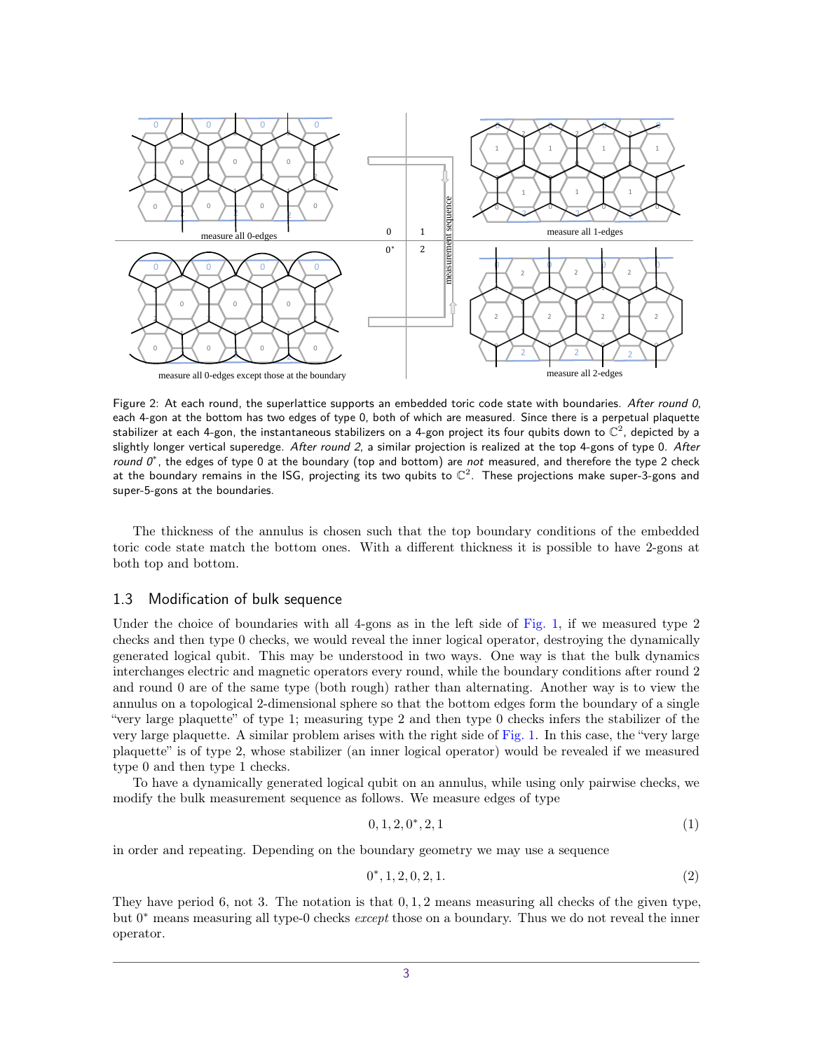Figure 2: At each round, the superlattice supports an embedded toric code state with boundaries. *After round 0*, each 4-gon at the bottom has two edges of type 0, both of which are measured. Since there is a perpetual plaquette stabilizer at each 4-gon, the instantaneous stabilizers on a 4-gon project its four qubits down to $\mathbb{C}^2$, depicted by a slightly longer vertical superedge. *After round 2*, a similar projection is realized at the top 4-gons of type 0. *After round 0**, the edges of type 0 at the boundary (top and bottom) are *not* measured, and therefore the type 2 check at the boundary remains in the ISG, projecting its two qubits to $\mathbb{C}^2$. These projections make super-3-gons and super-5-gons at the boundaries.

The thickness of the annulus is chosen such that the top boundary conditions of the embedded toric code state match the bottom ones. With a different thickness it is possible to have 2-gons at both top and bottom.

## 1.3 Modification of bulk sequence

Under the choice of boundaries with all 4-gons as in the left side of Fig. 1, if we measured type 2 checks and then type 0 checks, we would reveal the inner logical operator, destroying the dynamically generated logical qubit. This may be understood in two ways. One way is that the bulk dynamics interchanges electric and magnetic operators every round, while the boundary conditions after round 2 and round 0 are of the same type (both rough) rather than alternating. Another way is to view the annulus on a topological 2-dimensional sphere so that the bottom edges form the boundary of a single "very large plaquette" of type 1; measuring type 2 and then type 0 checks infers the stabilizer of the very large plaquette. A similar problem arises with the right side of Fig. 1. In this case, the "very large plaquette" is of type 2, whose stabilizer (an inner logical operator) would be revealed if we measured type 0 and then type 1 checks.

To have a dynamically generated logical qubit on an annulus, while using only pairwise checks, we modify the bulk measurement sequence as follows. We measure edges of type

$$0, 1, 2, 0^*, 2, 1 \tag{1}$$

in order and repeating. Depending on the boundary geometry we may use a sequence

$$0^*, 1, 2, 0, 2, 1. \tag{2}$$

They have period 6, not 3. The notation is that $0, 1, 2$ means measuring all checks of the given type, but $0^*$ means measuring all type-0 checks *except* those on a boundary. Thus we do not reveal the inner operator.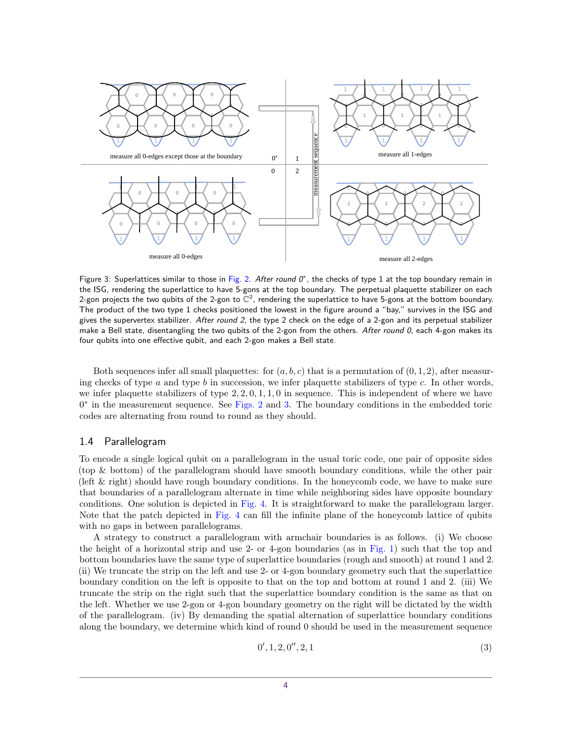Figure 3: Superlattices similar to those in Fig. 2. *After round 0\**, the checks of type 1 at the top boundary remain in the ISG, rendering the superlattice to have 5-gons at the top boundary. The perpetual plaquette stabilizer on each 2-gon projects the two qubits of the 2-gon to $\mathbb{C}^2$, rendering the superlattice to have 5-gons at the bottom boundary. The product of the two type 1 checks positioned the lowest in the figure around a "bay," survives in the ISG and gives the supervertex stabilizer. *After round 2*, the type 2 check on the edge of a 2-gon and its perpetual stabilizer make a Bell state, disentangling the two qubits of the 2-gon from the others. *After round 0*, each 4-gon makes its four qubits into one effective qubit, and each 2-gon makes a Bell state.

Both sequences infer all small plaquettes: for $(a, b, c)$ that is a permutation of $(0, 1, 2)$, after measuring checks of type $a$ and type $b$ in succession, we infer plaquette stabilizers of type $c$. In other words, we infer plaquette stabilizers of type $2, 2, 0, 1, 1, 0$ in sequence. This is independent of where we have $0^*$ in the measurement sequence. See Figs. 2 and 3. The boundary conditions in the embedded toric codes are alternating from round to round as they should.

## 1.4 Parallelogram

To encode a single logical qubit on a parallelogram in the usual toric code, one pair of opposite sides (top & bottom) of the parallelogram should have smooth boundary conditions, while the other pair (left & right) should have rough boundary conditions. In the honeycomb code, we have to make sure that boundaries of a parallelogram alternate in time while neighboring sides have opposite boundary conditions. One solution is depicted in Fig. 4. It is straightforward to make the parallelogram larger. Note that the patch depicted in Fig. 4 can fill the infinite plane of the honeycomb lattice of qubits with no gaps in between parallelograms.

A strategy to construct a parallelogram with armchair boundaries is as follows. (i) We choose the height of a horizontal strip and use 2- or 4-gon boundaries (as in Fig. 1) such that the top and bottom boundaries have the same type of superlattice boundaries (rough and smooth) at round 1 and 2. (ii) We truncate the strip on the left and use 2- or 4-gon boundary geometry such that the superlattice boundary condition on the left is opposite to that on the top and bottom at round 1 and 2. (iii) We truncate the strip on the right such that the superlattice boundary condition is the same as that on the left. Whether we use 2-gon or 4-gon boundary geometry on the right will be dictated by the width of the parallelogram. (iv) By demanding the spatial alternation of superlattice boundary conditions along the boundary, we determine which kind of round 0 should be used in the measurement sequence

$$0', 1, 2, 0'', 2, 1 \tag{3}$$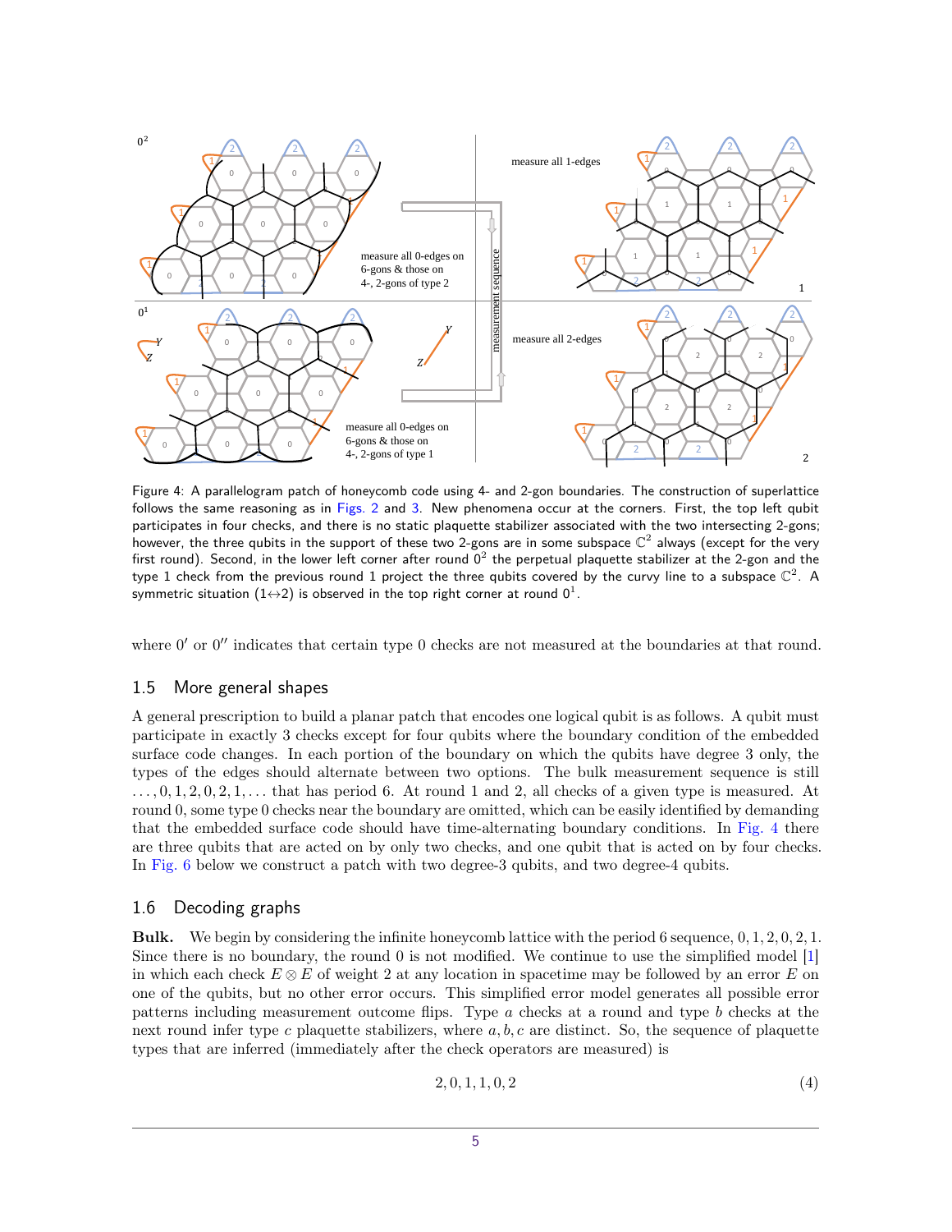Figure 4: A parallelogram patch of honeycomb code using 4- and 2-gon boundaries. The construction of superlattice follows the same reasoning as in Figs. 2 and 3. New phenomena occur at the corners. First, the top left qubit participates in four checks, and there is no static plaquette stabilizer associated with the two intersecting 2-gons; however, the three qubits in the support of these two 2-gons are in some subspace $\mathbb{C}^2$ always (except for the very first round). Second, in the lower left corner after round $0^2$ the perpetual plaquette stabilizer at the 2-gon and the type 1 check from the previous round 1 project the three qubits covered by the curvy line to a subspace $\mathbb{C}^2$. A symmetric situation ($1 \leftrightarrow 2$) is observed in the top right corner at round $0^1$.

where $0'$ or $0''$ indicates that certain type 0 checks are not measured at the boundaries at that round.

## 1.5 More general shapes

A general prescription to build a planar patch that encodes one logical qubit is as follows. A qubit must participate in exactly 3 checks except for four qubits where the boundary condition of the embedded surface code changes. In each portion of the boundary on which the qubits have degree 3 only, the types of the edges should alternate between two options. The bulk measurement sequence is still $\ldots, 0, 1, 2, 0, 2, 1, \ldots$ that has period 6. At round 1 and 2, all checks of a given type is measured. At round 0, some type 0 checks near the boundary are omitted, which can be easily identified by demanding that the embedded surface code should have time-alternating boundary conditions. In Fig. 4 there are three qubits that are acted on by only two checks, and one qubit that is acted on by four checks. In Fig. 6 below we construct a patch with two degree-3 qubits, and two degree-4 qubits.

## 1.6 Decoding graphs

**Bulk.** We begin by considering the infinite honeycomb lattice with the period 6 sequence, $0, 1, 2, 0, 2, 1$. Since there is no boundary, the round 0 is not modified. We continue to use the simplified model [1] in which each check $E \otimes E$ of weight 2 at any location in spacetime may be followed by an error $E$ on one of the qubits, but no other error occurs. This simplified error model generates all possible error patterns including measurement outcome flips. Type $a$ checks at a round and type $b$ checks at the next round infer type $c$ plaquette stabilizers, where $a, b, c$ are distinct. So, the sequence of plaquette types that are inferred (immediately after the check operators are measured) is

$$2, 0, 1, 1, 0, 2 \tag{4}$$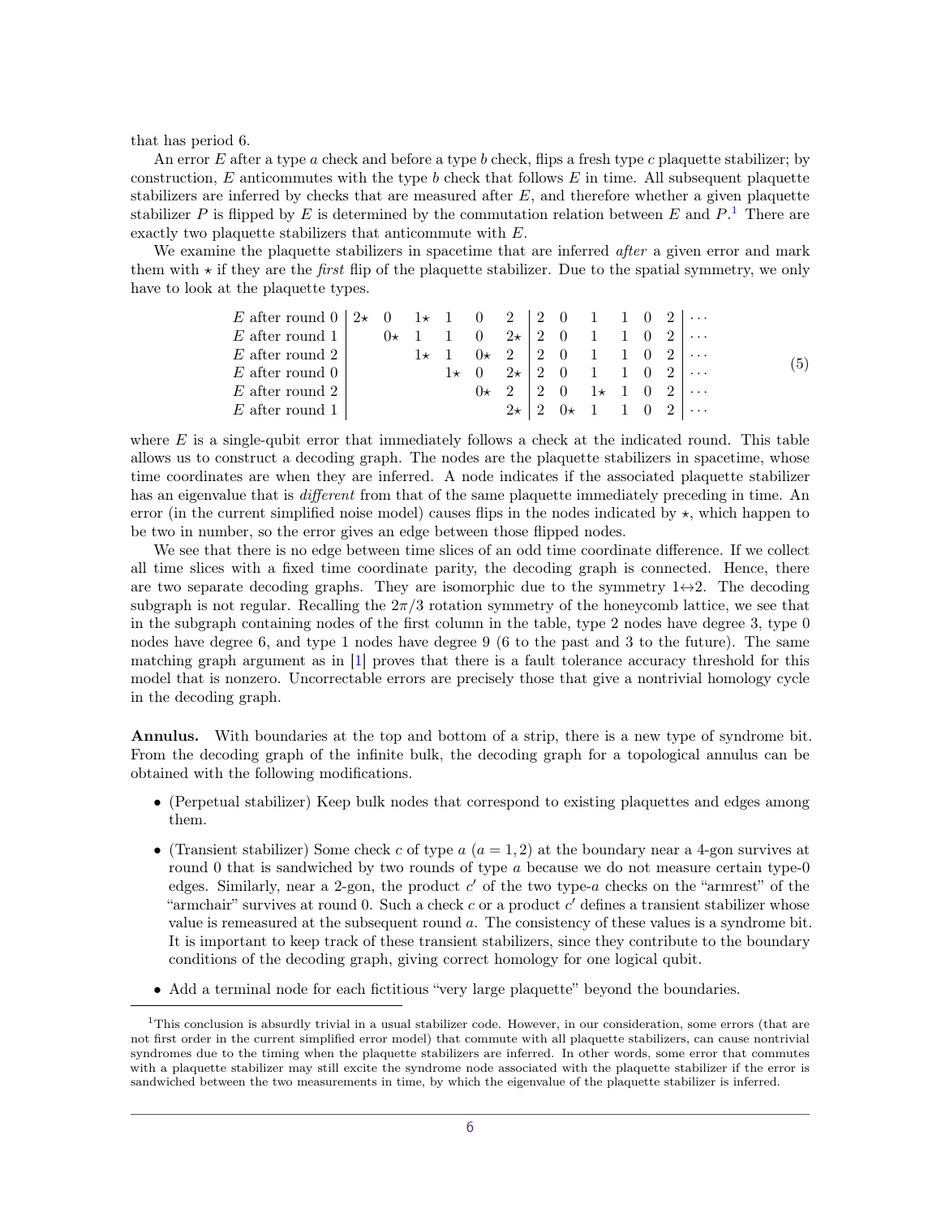that has period 6.

An error $E$ after a type $a$ check and before a type $b$ check, flips a fresh type $c$ plaquette stabilizer; by construction, $E$ anticommutes with the type $b$ check that follows $E$ in time. All subsequent plaquette stabilizers are inferred by checks that are measured after $E$, and therefore whether a given plaquette stabilizer $P$ is flipped by $E$ is determined by the commutation relation between $E$ and $P$.[1] There are exactly two plaquette stabilizers that anticommute with $E$.

We examine the plaquette stabilizers in spacetime that are inferred *after* a given error and mark them with $\star$ if they are the *first* flip of the plaquette stabilizer. Due to the spatial symmetry, we only have to look at the plaquette types.

$$
\begin{array}{l|cccccc|cccccc|c}
E \text{ after round } 0 & 2\star & 0 & 1\star & 1 & 0 & 2 & 2 & 0 & 1 & 1 & 0 & 2 & \cdots \\
E \text{ after round } 1 & & 0\star & 1 & 1 & 0 & 2\star & 2 & 0 & 1 & 1 & 0 & 2 & \cdots \\
E \text{ after round } 2 & & & 1\star & 1 & 0\star & 2 & 2 & 0 & 1 & 1 & 0 & 2 & \cdots \\
E \text{ after round } 0 & & & & 1\star & 0 & 2\star & 2 & 0 & 1 & 1 & 0 & 2 & \cdots \\
E \text{ after round } 2 & & & & & 0\star & 2 & 2 & 0 & 1\star & 1 & 0 & 2 & \cdots \\
E \text{ after round } 1 & & & & & & 2\star & 2 & 0\star & 1 & 1 & 0 & 2 & \cdots
\end{array}
\tag{5}
$$

where $E$ is a single-qubit error that immediately follows a check at the indicated round. This table allows us to construct a decoding graph. The nodes are the plaquette stabilizers in spacetime, whose time coordinates are when they are inferred. A node indicates if the associated plaquette stabilizer has an eigenvalue that is *different* from that of the same plaquette immediately preceding in time. An error (in the current simplified noise model) causes flips in the nodes indicated by $\star$, which happen to be two in number, so the error gives an edge between those flipped nodes.

We see that there is no edge between time slices of an odd time coordinate difference. If we collect all time slices with a fixed time coordinate parity, the decoding graph is connected. Hence, there are two separate decoding graphs. They are isomorphic due to the symmetry $1 \leftrightarrow 2$. The decoding subgraph is not regular. Recalling the $2\pi/3$ rotation symmetry of the honeycomb lattice, we see that in the subgraph containing nodes of the first column in the table, type 2 nodes have degree 3, type 0 nodes have degree 6, and type 1 nodes have degree 9 (6 to the past and 3 to the future). The same matching graph argument as in [1] proves that there is a fault tolerance accuracy threshold for this model that is nonzero. Uncorrectable errors are precisely those that give a nontrivial homology cycle in the decoding graph.

**Annulus.** With boundaries at the top and bottom of a strip, there is a new type of syndrome bit. From the decoding graph of the infinite bulk, the decoding graph for a topological annulus can be obtained with the following modifications.

- (Perpetual stabilizer) Keep bulk nodes that correspond to existing plaquettes and edges among them.
- (Transient stabilizer) Some check $c$ of type $a$ ($a = 1, 2$) at the boundary near a 4-gon survives at round 0 that is sandwiched by two rounds of type $a$ because we do not measure certain type-0 edges. Similarly, near a 2-gon, the product $c'$ of the two type-$a$ checks on the "armrest" of the "armchair" survives at round 0. Such a check $c$ or a product $c'$ defines a transient stabilizer whose value is remeasured at the subsequent round $a$. The consistency of these values is a syndrome bit. It is important to keep track of these transient stabilizers, since they contribute to the boundary conditions of the decoding graph, giving correct homology for one logical qubit.
- Add a terminal node for each fictitious "very large plaquette" beyond the boundaries.

[1] This conclusion is absurdly trivial in a usual stabilizer code. However, in our consideration, some errors (that are not first order in the current simplified error model) that commute with all plaquette stabilizers, can cause nontrivial syndromes due to the timing when the plaquette stabilizers are inferred. In other words, some error that commutes with a plaquette stabilizer may still excite the syndrome node associated with the plaquette stabilizer if the error is sandwiched between the two measurements in time, by which the eigenvalue of the plaquette stabilizer is inferred.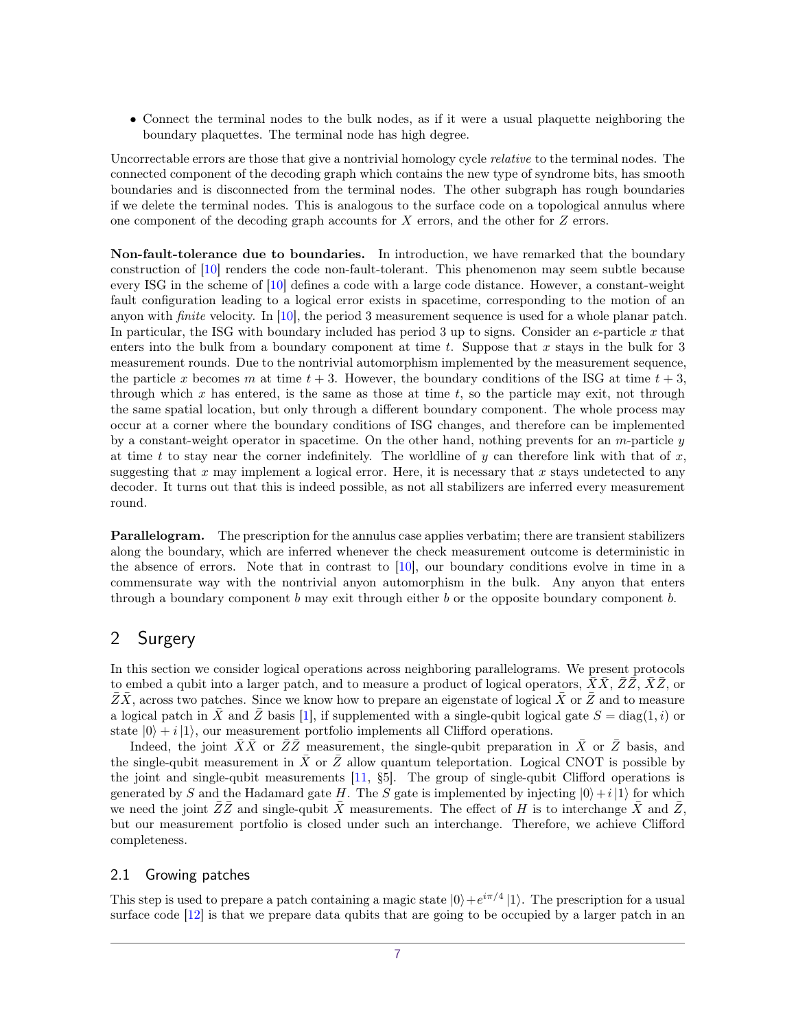- Connect the terminal nodes to the bulk nodes, as if it were a usual plaquette neighboring the boundary plaquettes. The terminal node has high degree.

Uncorrectable errors are those that give a nontrivial homology cycle *relative* to the terminal nodes. The connected component of the decoding graph which contains the new type of syndrome bits, has smooth boundaries and is disconnected from the terminal nodes. The other subgraph has rough boundaries if we delete the terminal nodes. This is analogous to the surface code on a topological annulus where one component of the decoding graph accounts for $X$ errors, and the other for $Z$ errors.

**Non-fault-tolerance due to boundaries.** In introduction, we have remarked that the boundary construction of [10] renders the code non-fault-tolerant. This phenomenon may seem subtle because every ISG in the scheme of [10] defines a code with a large code distance. However, a constant-weight fault configuration leading to a logical error exists in spacetime, corresponding to the motion of an anyon with *finite* velocity. In [10], the period 3 measurement sequence is used for a whole planar patch. In particular, the ISG with boundary included has period 3 up to signs. Consider an $e$-particle $x$ that enters into the bulk from a boundary component at time $t$. Suppose that $x$ stays in the bulk for 3 measurement rounds. Due to the nontrivial automorphism implemented by the measurement sequence, the particle $x$ becomes $m$ at time $t+3$. However, the boundary conditions of the ISG at time $t+3$, through which $x$ has entered, is the same as those at time $t$, so the particle may exit, not through the same spatial location, but only through a different boundary component. The whole process may occur at a corner where the boundary conditions of ISG changes, and therefore can be implemented by a constant-weight operator in spacetime. On the other hand, nothing prevents for an $m$-particle $y$ at time $t$ to stay near the corner indefinitely. The worldline of $y$ can therefore link with that of $x$, suggesting that $x$ may implement a logical error. Here, it is necessary that $x$ stays undetected to any decoder. It turns out that this is indeed possible, as not all stabilizers are inferred every measurement round.

**Parallelogram.** The prescription for the annulus case applies verbatim; there are transient stabilizers along the boundary, which are inferred whenever the check measurement outcome is deterministic in the absence of errors. Note that in contrast to [10], our boundary conditions evolve in time in a commensurate way with the nontrivial anyon automorphism in the bulk. Any anyon that enters through a boundary component $b$ may exit through either $b$ or the opposite boundary component $b$.

## 2 Surgery

In this section we consider logical operations across neighboring parallelograms. We present protocols to embed a qubit into a larger patch, and to measure a product of logical operators, $\bar{X}\bar{X}$, $\bar{Z}\bar{Z}$, $\bar{X}\bar{Z}$, or $\bar{Z}\bar{X}$, across two patches. Since we know how to prepare an eigenstate of logical $\bar{X}$ or $\bar{Z}$ and to measure a logical patch in $\bar{X}$ and $\bar{Z}$ basis [1], if supplemented with a single-qubit logical gate $S = \mathrm{diag}(1, i)$ or state $|0\rangle + i\,|1\rangle$, our measurement portfolio implements all Clifford operations.

Indeed, the joint $\bar{X}\bar{X}$ or $\bar{Z}\bar{Z}$ measurement, the single-qubit preparation in $\bar{X}$ or $\bar{Z}$ basis, and the single-qubit measurement in $\bar{X}$ or $\bar{Z}$ allow quantum teleportation. Logical CNOT is possible by the joint and single-qubit measurements [11, §5]. The group of single-qubit Clifford operations is generated by $S$ and the Hadamard gate $H$. The $S$ gate is implemented by injecting $|0\rangle + i\,|1\rangle$ for which we need the joint $\bar{Z}\bar{Z}$ and single-qubit $\bar{X}$ measurements. The effect of $H$ is to interchange $\bar{X}$ and $\bar{Z}$, but our measurement portfolio is closed under such an interchange. Therefore, we achieve Clifford completeness.

### 2.1 Growing patches

This step is used to prepare a patch containing a magic state $|0\rangle + e^{i\pi/4}\,|1\rangle$. The prescription for a usual surface code [12] is that we prepare data qubits that are going to be occupied by a larger patch in an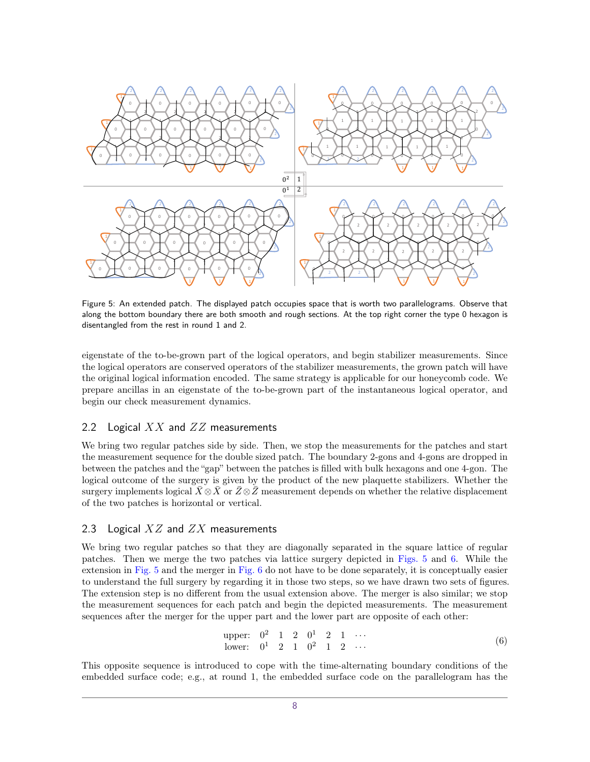Figure 5: An extended patch. The displayed patch occupies space that is worth two parallelograms. Observe that along the bottom boundary there are both smooth and rough sections. At the top right corner the type 0 hexagon is disentangled from the rest in round 1 and 2.

eigenstate of the to-be-grown part of the logical operators, and begin stabilizer measurements. Since the logical operators are conserved operators of the stabilizer measurements, the grown patch will have the original logical information encoded. The same strategy is applicable for our honeycomb code. We prepare ancillas in an eigenstate of the to-be-grown part of the instantaneous logical operator, and begin our check measurement dynamics.

## 2.2 Logical $XX$ and $ZZ$ measurements

We bring two regular patches side by side. Then, we stop the measurements for the patches and start the measurement sequence for the double sized patch. The boundary 2-gons and 4-gons are dropped in between the patches and the "gap" between the patches is filled with bulk hexagons and one 4-gon. The logical outcome of the surgery is given by the product of the new plaquette stabilizers. Whether the surgery implements logical $\bar{X} \otimes \bar{X}$ or $\bar{Z} \otimes \bar{Z}$ measurement depends on whether the relative displacement of the two patches is horizontal or vertical.

## 2.3 Logical $XZ$ and $ZX$ measurements

We bring two regular patches so that they are diagonally separated in the square lattice of regular patches. Then we merge the two patches via lattice surgery depicted in Figs. 5 and 6. While the extension in Fig. 5 and the merger in Fig. 6 do not have to be done separately, it is conceptually easier to understand the full surgery by regarding it in those two steps, so we have drawn two sets of figures. The extension step is no different from the usual extension above. The merger is also similar; we stop the measurement sequences for each patch and begin the depicted measurements. The measurement sequences after the merger for the upper part and the lower part are opposite of each other:

$$
\begin{array}{lccccccc}
\text{upper:} & 0^2 & 1 & 2 & 0^1 & 2 & 1 & \cdots \\
\text{lower:} & 0^1 & 2 & 1 & 0^2 & 1 & 2 & \cdots
\end{array}
\tag{6}
$$

This opposite sequence is introduced to cope with the time-alternating boundary conditions of the embedded surface code; e.g., at round 1, the embedded surface code on the parallelogram has the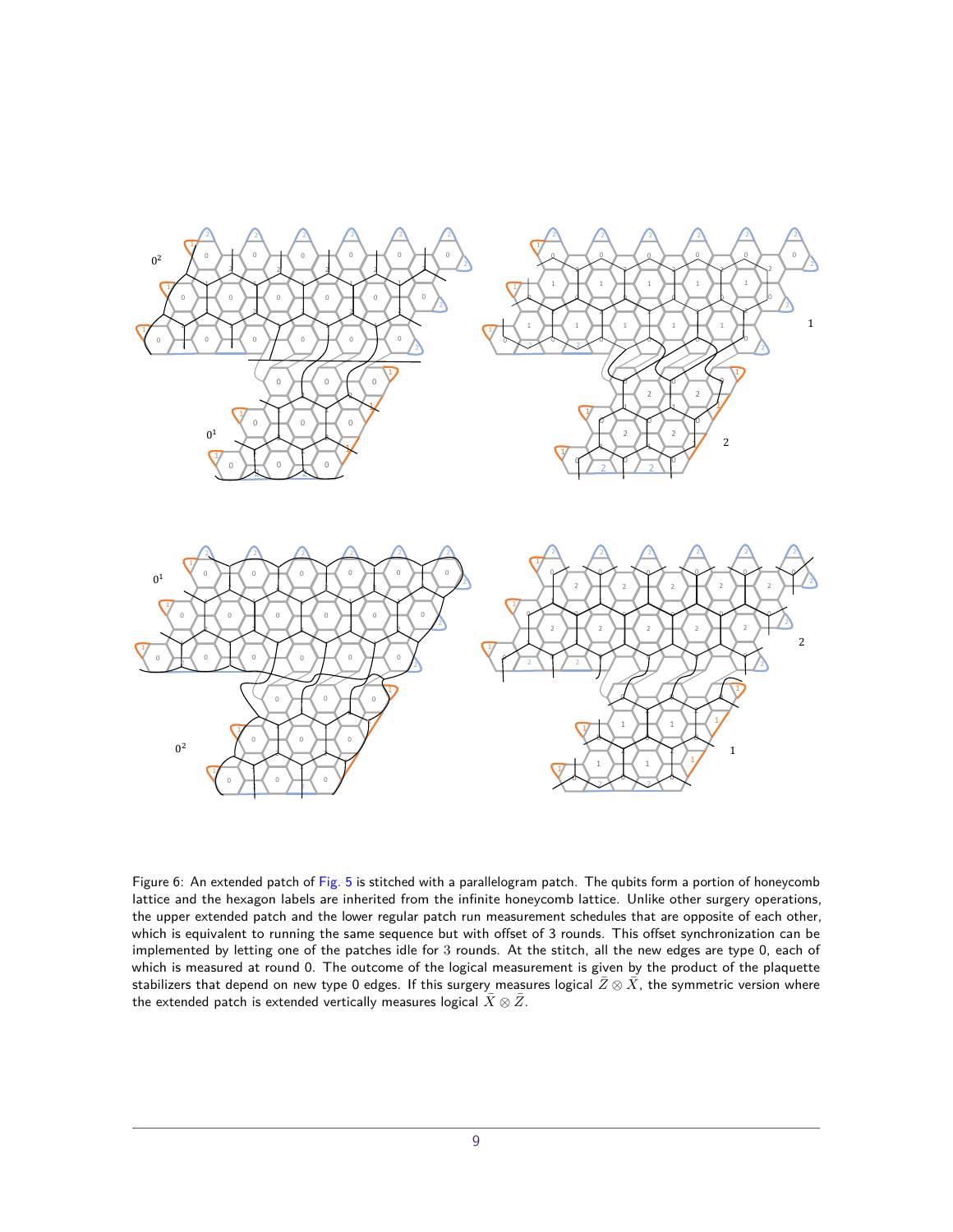Figure 6: An extended patch of Fig. 5 is stitched with a parallelogram patch. The qubits form a portion of honeycomb lattice and the hexagon labels are inherited from the infinite honeycomb lattice. Unlike other surgery operations, the upper extended patch and the lower regular patch run measurement schedules that are opposite of each other, which is equivalent to running the same sequence but with offset of 3 rounds. This offset synchronization can be implemented by letting one of the patches idle for 3 rounds. At the stitch, all the new edges are type 0, each of which is measured at round 0. The outcome of the logical measurement is given by the product of the plaquette stabilizers that depend on new type 0 edges. If this surgery measures logical $\bar{Z} \otimes \bar{X}$, the symmetric version where the extended patch is extended vertically measures logical $\bar{X} \otimes \bar{Z}$.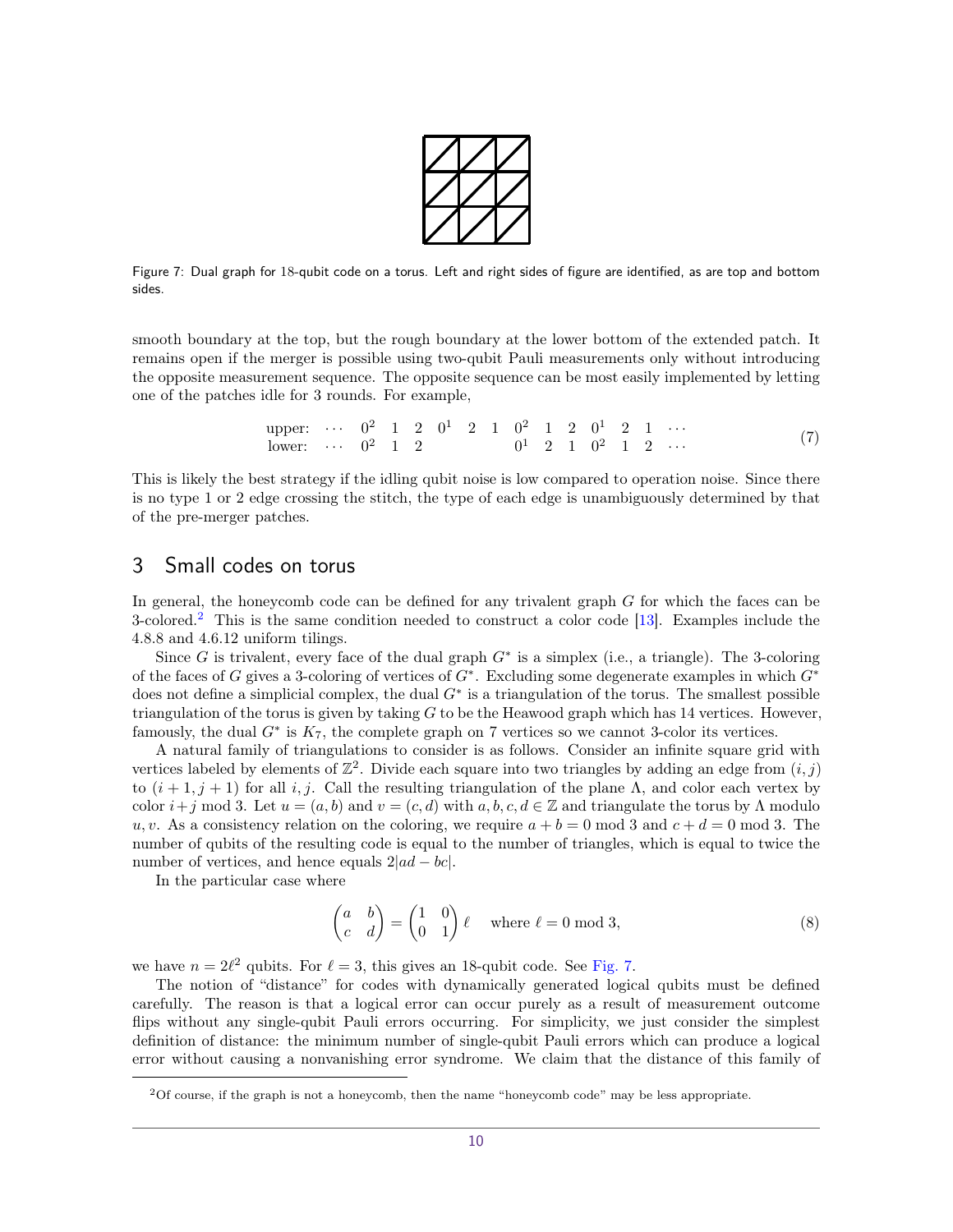Figure 7: Dual graph for 18-qubit code on a torus. Left and right sides of figure are identified, as are top and bottom sides.

smooth boundary at the top, but the rough boundary at the lower bottom of the extended patch. It remains open if the merger is possible using two-qubit Pauli measurements only without introducing the opposite measurement sequence. The opposite sequence can be most easily implemented by letting one of the patches idle for 3 rounds. For example,

$$\begin{array}{llllllllllllllll} \text{upper:} & \cdots & 0^2 & 1 & 2 & 0^1 & 2 & 1 & 0^2 & 1 & 2 & 0^1 & 2 & 1 & \cdots \\ \text{lower:} & \cdots & 0^2 & 1 & 2 & & & & 0^1 & 2 & 1 & 0^2 & 1 & 2 & \cdots \end{array} \tag{7}$$

This is likely the best strategy if the idling qubit noise is low compared to operation noise. Since there is no type 1 or 2 edge crossing the stitch, the type of each edge is unambiguously determined by that of the pre-merger patches.

## 3 Small codes on torus

In general, the honeycomb code can be defined for any trivalent graph $G$ for which the faces can be 3-colored.[2] This is the same condition needed to construct a color code [13]. Examples include the 4.8.8 and 4.6.12 uniform tilings.

Since $G$ is trivalent, every face of the dual graph $G^*$ is a simplex (i.e., a triangle). The 3-coloring of the faces of $G$ gives a 3-coloring of vertices of $G^*$. Excluding some degenerate examples in which $G^*$ does not define a simplicial complex, the dual $G^*$ is a triangulation of the torus. The smallest possible triangulation of the torus is given by taking $G$ to be the Heawood graph which has 14 vertices. However, famously, the dual $G^*$ is $K_7$, the complete graph on 7 vertices so we cannot 3-color its vertices.

A natural family of triangulations to consider is as follows. Consider an infinite square grid with vertices labeled by elements of $\mathbb{Z}^2$. Divide each square into two triangles by adding an edge from $(i,j)$ to $(i+1,j+1)$ for all $i,j$. Call the resulting triangulation of the plane $\Lambda$, and color each vertex by color $i+j \bmod 3$. Let $u=(a,b)$ and $v=(c,d)$ with $a,b,c,d \in \mathbb{Z}$ and triangulate the torus by $\Lambda$ modulo $u,v$. As a consistency relation on the coloring, we require $a+b=0 \bmod 3$ and $c+d=0 \bmod 3$. The number of qubits of the resulting code is equal to the number of triangles, which is equal to twice the number of vertices, and hence equals $2|ad-bc|$.

In the particular case where

$$\begin{pmatrix} a & b \\ c & d \end{pmatrix} = \begin{pmatrix} 1 & 0 \\ 0 & 1 \end{pmatrix} \ell \quad \text{where } \ell = 0 \bmod 3, \tag{8}$$

we have $n = 2\ell^2$ qubits. For $\ell = 3$, this gives an 18-qubit code. See Fig. 7.

The notion of "distance" for codes with dynamically generated logical qubits must be defined carefully. The reason is that a logical error can occur purely as a result of measurement outcome flips without any single-qubit Pauli errors occurring. For simplicity, we just consider the simplest definition of distance: the minimum number of single-qubit Pauli errors which can produce a logical error without causing a nonvanishing error syndrome. We claim that the distance of this family of

[2] Of course, if the graph is not a honeycomb, then the name "honeycomb code" may be less appropriate.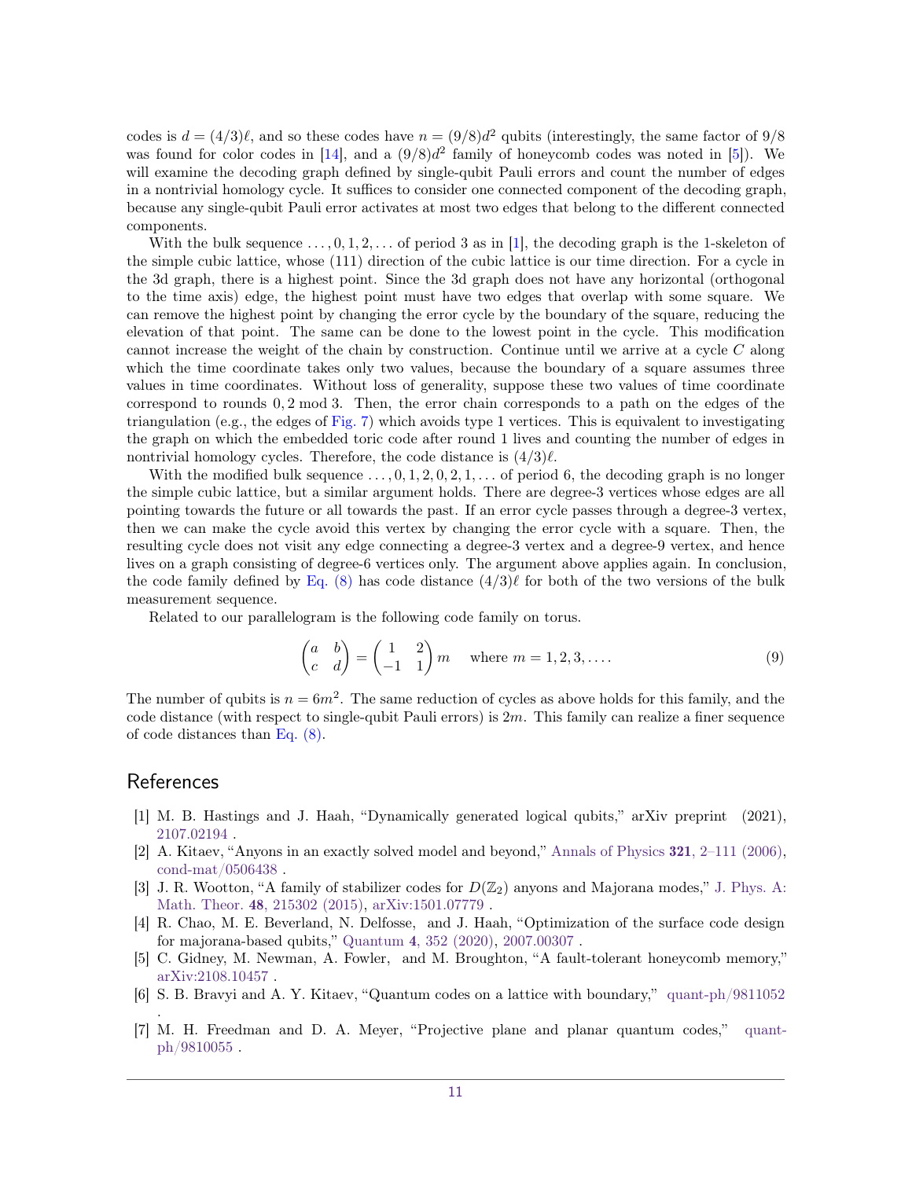codes is $d = (4/3)\ell$, and so these codes have $n = (9/8)d^2$ qubits (interestingly, the same factor of 9/8 was found for color codes in [14], and a $(9/8)d^2$ family of honeycomb codes was noted in [5]). We will examine the decoding graph defined by single-qubit Pauli errors and count the number of edges in a nontrivial homology cycle. It suffices to consider one connected component of the decoding graph, because any single-qubit Pauli error activates at most two edges that belong to the different connected components.

With the bulk sequence $\ldots, 0, 1, 2, \ldots$ of period 3 as in [1], the decoding graph is the 1-skeleton of the simple cubic lattice, whose (111) direction of the cubic lattice is our time direction. For a cycle in the 3d graph, there is a highest point. Since the 3d graph does not have any horizontal (orthogonal to the time axis) edge, the highest point must have two edges that overlap with some square. We can remove the highest point by changing the error cycle by the boundary of the square, reducing the elevation of that point. The same can be done to the lowest point in the cycle. This modification cannot increase the weight of the chain by construction. Continue until we arrive at a cycle $C$ along which the time coordinate takes only two values, because the boundary of a square assumes three values in time coordinates. Without loss of generality, suppose these two values of time coordinate correspond to rounds $0, 2 \bmod 3$. Then, the error chain corresponds to a path on the edges of the triangulation (e.g., the edges of Fig. 7) which avoids type 1 vertices. This is equivalent to investigating the graph on which the embedded toric code after round 1 lives and counting the number of edges in nontrivial homology cycles. Therefore, the code distance is $(4/3)\ell$.

With the modified bulk sequence $\ldots, 0, 1, 2, 0, 2, 1, \ldots$ of period 6, the decoding graph is no longer the simple cubic lattice, but a similar argument holds. There are degree-3 vertices whose edges are all pointing towards the future or all towards the past. If an error cycle passes through a degree-3 vertex, then we can make the cycle avoid this vertex by changing the error cycle with a square. Then, the resulting cycle does not visit any edge connecting a degree-3 vertex and a degree-9 vertex, and hence lives on a graph consisting of degree-6 vertices only. The argument above applies again. In conclusion, the code family defined by Eq. (8) has code distance $(4/3)\ell$ for both of the two versions of the bulk measurement sequence.

Related to our parallelogram is the following code family on torus.

$$\begin{pmatrix} a & b \\ c & d \end{pmatrix} = \begin{pmatrix} 1 & 2 \\ -1 & 1 \end{pmatrix} m \quad \text{where } m = 1, 2, 3, \ldots. \tag{9}$$

The number of qubits is $n = 6m^2$. The same reduction of cycles as above holds for this family, and the code distance (with respect to single-qubit Pauli errors) is $2m$. This family can realize a finer sequence of code distances than Eq. (8).

# References

[1] M. B. Hastings and J. Haah, "Dynamically generated logical qubits," arXiv preprint (2021), 2107.02194 .

[2] A. Kitaev, "Anyons in an exactly solved model and beyond," Annals of Physics **321**, 2–111 (2006), cond-mat/0506438 .

[3] J. R. Wootton, "A family of stabilizer codes for $D(\mathbb{Z}_2)$ anyons and Majorana modes," J. Phys. A: Math. Theor. **48**, 215302 (2015), arXiv:1501.07779 .

[4] R. Chao, M. E. Beverland, N. Delfosse, and J. Haah, "Optimization of the surface code design for majorana-based qubits," Quantum **4**, 352 (2020), 2007.00307 .

[5] C. Gidney, M. Newman, A. Fowler, and M. Broughton, "A fault-tolerant honeycomb memory," arXiv:2108.10457 .

[6] S. B. Bravyi and A. Y. Kitaev, "Quantum codes on a lattice with boundary," quant-ph/9811052 .

[7] M. H. Freedman and D. A. Meyer, "Projective plane and planar quantum codes," quant-ph/9810055 .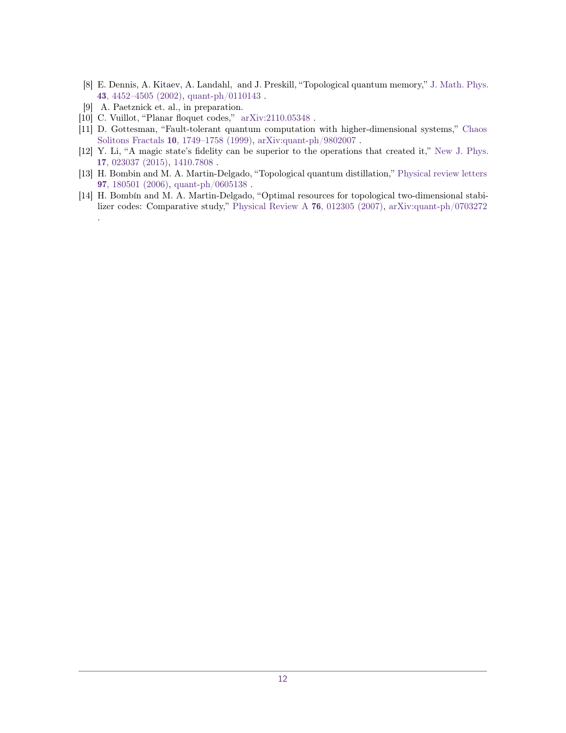[8] E. Dennis, A. Kitaev, A. Landahl, and J. Preskill, "Topological quantum memory," J. Math. Phys. **43**, 4452–4505 (2002), quant-ph/0110143 .

[9] A. Paetznick et. al., in preparation.

[10] C. Vuillot, "Planar floquet codes," arXiv:2110.05348 .

[11] D. Gottesman, "Fault-tolerant quantum computation with higher-dimensional systems," Chaos Solitons Fractals **10**, 1749–1758 (1999), arXiv:quant-ph/9802007 .

[12] Y. Li, "A magic state's fidelity can be superior to the operations that created it," New J. Phys. **17**, 023037 (2015), 1410.7808 .

[13] H. Bombin and M. A. Martin-Delgado, "Topological quantum distillation," Physical review letters **97**, 180501 (2006), quant-ph/0605138 .

[14] H. Bombín and M. A. Martin-Delgado, "Optimal resources for topological two-dimensional stabilizer codes: Comparative study," Physical Review A **76**, 012305 (2007), arXiv:quant-ph/0703272 .